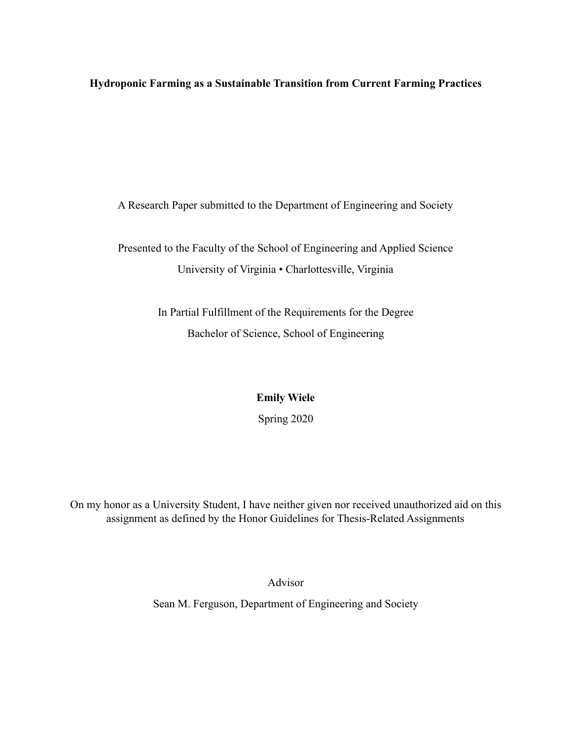**Hydroponic Farming as a Sustainable Transition from Current Farming Practices**

A Research Paper submitted to the Department of Engineering and Society

Presented to the Faculty of the School of Engineering and Applied Science
University of Virginia • Charlottesville, Virginia

In Partial Fulfillment of the Requirements for the Degree
Bachelor of Science, School of Engineering

**Emily Wiele**

Spring 2020

On my honor as a University Student, I have neither given nor received unauthorized aid on this assignment as defined by the Honor Guidelines for Thesis-Related Assignments

Advisor

Sean M. Ferguson, Department of Engineering and Society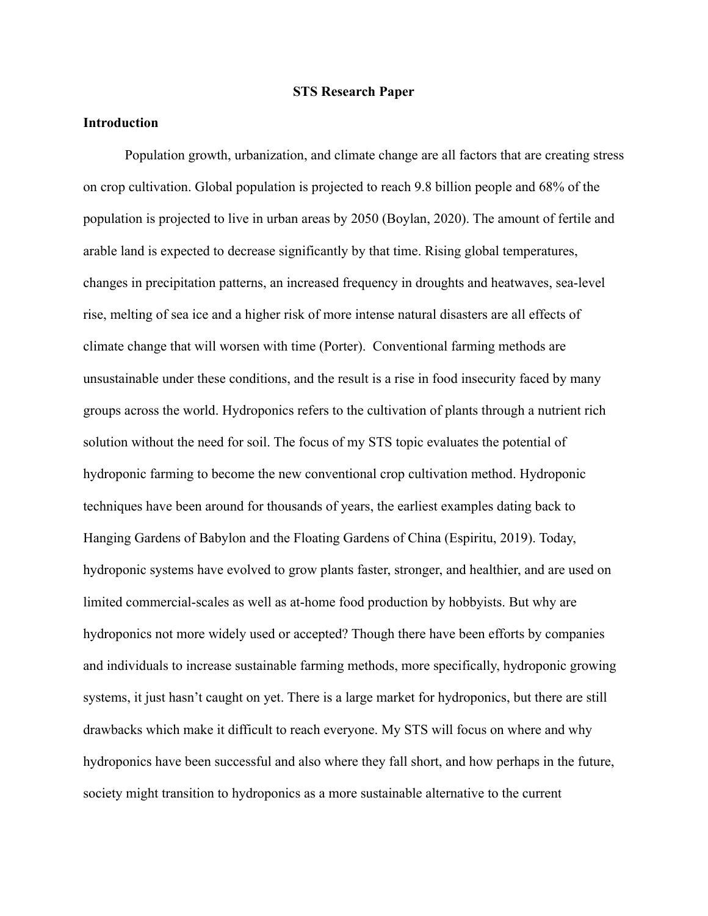**STS Research Paper**

**Introduction**

Population growth, urbanization, and climate change are all factors that are creating stress on crop cultivation. Global population is projected to reach 9.8 billion people and 68% of the population is projected to live in urban areas by 2050 (Boylan, 2020). The amount of fertile and arable land is expected to decrease significantly by that time. Rising global temperatures, changes in precipitation patterns, an increased frequency in droughts and heatwaves, sea-level rise, melting of sea ice and a higher risk of more intense natural disasters are all effects of climate change that will worsen with time (Porter). Conventional farming methods are unsustainable under these conditions, and the result is a rise in food insecurity faced by many groups across the world. Hydroponics refers to the cultivation of plants through a nutrient rich solution without the need for soil. The focus of my STS topic evaluates the potential of hydroponic farming to become the new conventional crop cultivation method. Hydroponic techniques have been around for thousands of years, the earliest examples dating back to Hanging Gardens of Babylon and the Floating Gardens of China (Espiritu, 2019). Today, hydroponic systems have evolved to grow plants faster, stronger, and healthier, and are used on limited commercial-scales as well as at-home food production by hobbyists. But why are hydroponics not more widely used or accepted? Though there have been efforts by companies and individuals to increase sustainable farming methods, more specifically, hydroponic growing systems, it just hasn't caught on yet. There is a large market for hydroponics, but there are still drawbacks which make it difficult to reach everyone. My STS will focus on where and why hydroponics have been successful and also where they fall short, and how perhaps in the future, society might transition to hydroponics as a more sustainable alternative to the current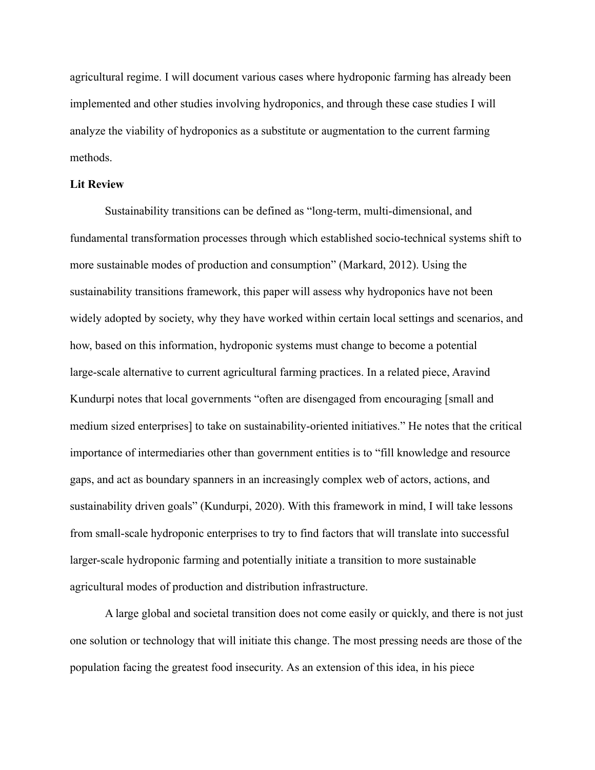agricultural regime. I will document various cases where hydroponic farming has already been implemented and other studies involving hydroponics, and through these case studies I will analyze the viability of hydroponics as a substitute or augmentation to the current farming methods.

**Lit Review**

Sustainability transitions can be defined as "long-term, multi-dimensional, and fundamental transformation processes through which established socio-technical systems shift to more sustainable modes of production and consumption" (Markard, 2012). Using the sustainability transitions framework, this paper will assess why hydroponics have not been widely adopted by society, why they have worked within certain local settings and scenarios, and how, based on this information, hydroponic systems must change to become a potential large-scale alternative to current agricultural farming practices. In a related piece, Aravind Kundurpi notes that local governments "often are disengaged from encouraging [small and medium sized enterprises] to take on sustainability-oriented initiatives." He notes that the critical importance of intermediaries other than government entities is to "fill knowledge and resource gaps, and act as boundary spanners in an increasingly complex web of actors, actions, and sustainability driven goals" (Kundurpi, 2020). With this framework in mind, I will take lessons from small-scale hydroponic enterprises to try to find factors that will translate into successful larger-scale hydroponic farming and potentially initiate a transition to more sustainable agricultural modes of production and distribution infrastructure.

A large global and societal transition does not come easily or quickly, and there is not just one solution or technology that will initiate this change. The most pressing needs are those of the population facing the greatest food insecurity. As an extension of this idea, in his piece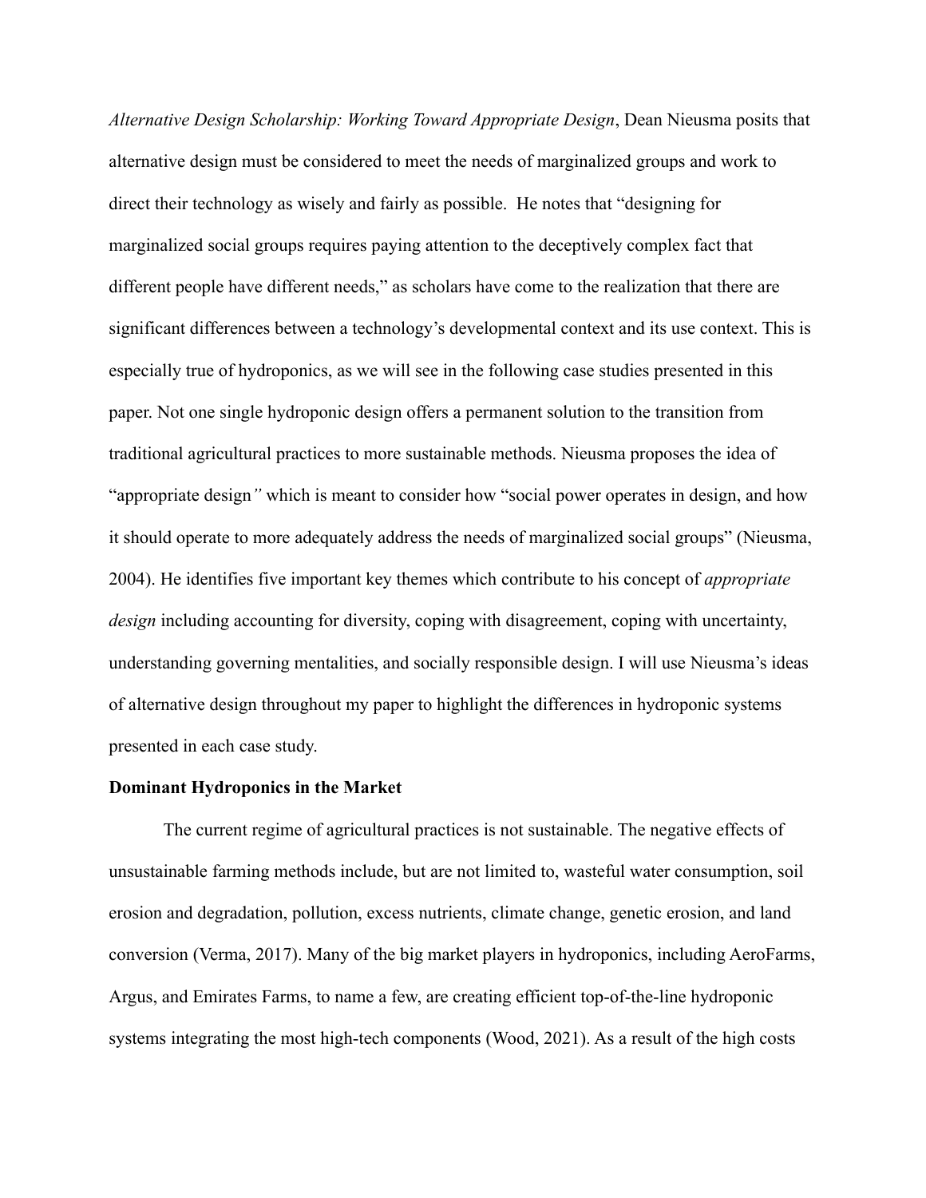*Alternative Design Scholarship: Working Toward Appropriate Design*, Dean Nieusma posits that alternative design must be considered to meet the needs of marginalized groups and work to direct their technology as wisely and fairly as possible. He notes that "designing for marginalized social groups requires paying attention to the deceptively complex fact that different people have different needs," as scholars have come to the realization that there are significant differences between a technology's developmental context and its use context. This is especially true of hydroponics, as we will see in the following case studies presented in this paper. Not one single hydroponic design offers a permanent solution to the transition from traditional agricultural practices to more sustainable methods. Nieusma proposes the idea of "appropriate design*"* which is meant to consider how "social power operates in design, and how it should operate to more adequately address the needs of marginalized social groups" (Nieusma, 2004). He identifies five important key themes which contribute to his concept of *appropriate design* including accounting for diversity, coping with disagreement, coping with uncertainty, understanding governing mentalities, and socially responsible design. I will use Nieusma's ideas of alternative design throughout my paper to highlight the differences in hydroponic systems presented in each case study.

**Dominant Hydroponics in the Market**

The current regime of agricultural practices is not sustainable. The negative effects of unsustainable farming methods include, but are not limited to, wasteful water consumption, soil erosion and degradation, pollution, excess nutrients, climate change, genetic erosion, and land conversion (Verma, 2017). Many of the big market players in hydroponics, including AeroFarms, Argus, and Emirates Farms, to name a few, are creating efficient top-of-the-line hydroponic systems integrating the most high-tech components (Wood, 2021). As a result of the high costs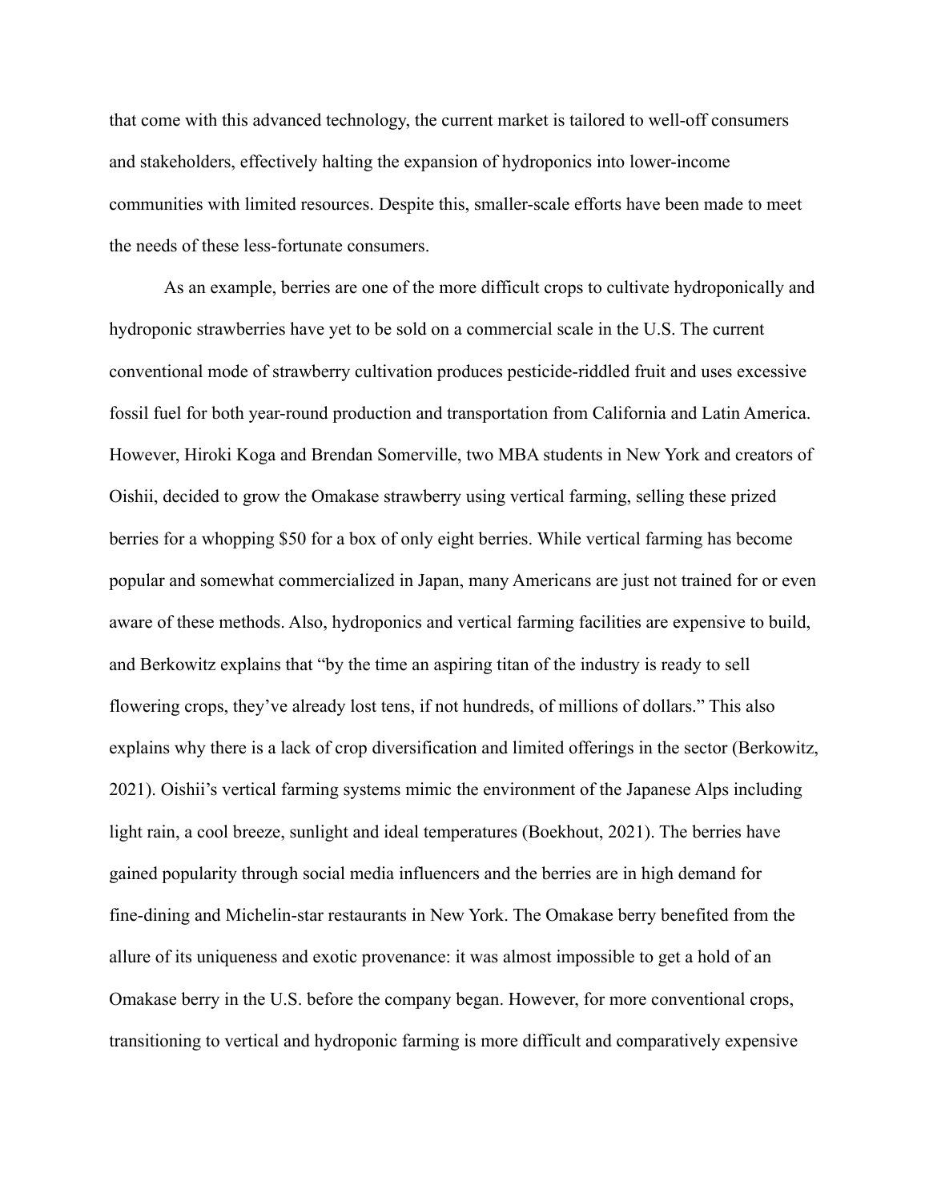that come with this advanced technology, the current market is tailored to well-off consumers and stakeholders, effectively halting the expansion of hydroponics into lower-income communities with limited resources. Despite this, smaller-scale efforts have been made to meet the needs of these less-fortunate consumers.

As an example, berries are one of the more difficult crops to cultivate hydroponically and hydroponic strawberries have yet to be sold on a commercial scale in the U.S. The current conventional mode of strawberry cultivation produces pesticide-riddled fruit and uses excessive fossil fuel for both year-round production and transportation from California and Latin America. However, Hiroki Koga and Brendan Somerville, two MBA students in New York and creators of Oishii, decided to grow the Omakase strawberry using vertical farming, selling these prized berries for a whopping $50 for a box of only eight berries. While vertical farming has become popular and somewhat commercialized in Japan, many Americans are just not trained for or even aware of these methods. Also, hydroponics and vertical farming facilities are expensive to build, and Berkowitz explains that "by the time an aspiring titan of the industry is ready to sell flowering crops, they've already lost tens, if not hundreds, of millions of dollars." This also explains why there is a lack of crop diversification and limited offerings in the sector (Berkowitz, 2021). Oishii's vertical farming systems mimic the environment of the Japanese Alps including light rain, a cool breeze, sunlight and ideal temperatures (Boekhout, 2021). The berries have gained popularity through social media influencers and the berries are in high demand for fine-dining and Michelin-star restaurants in New York. The Omakase berry benefited from the allure of its uniqueness and exotic provenance: it was almost impossible to get a hold of an Omakase berry in the U.S. before the company began. However, for more conventional crops, transitioning to vertical and hydroponic farming is more difficult and comparatively expensive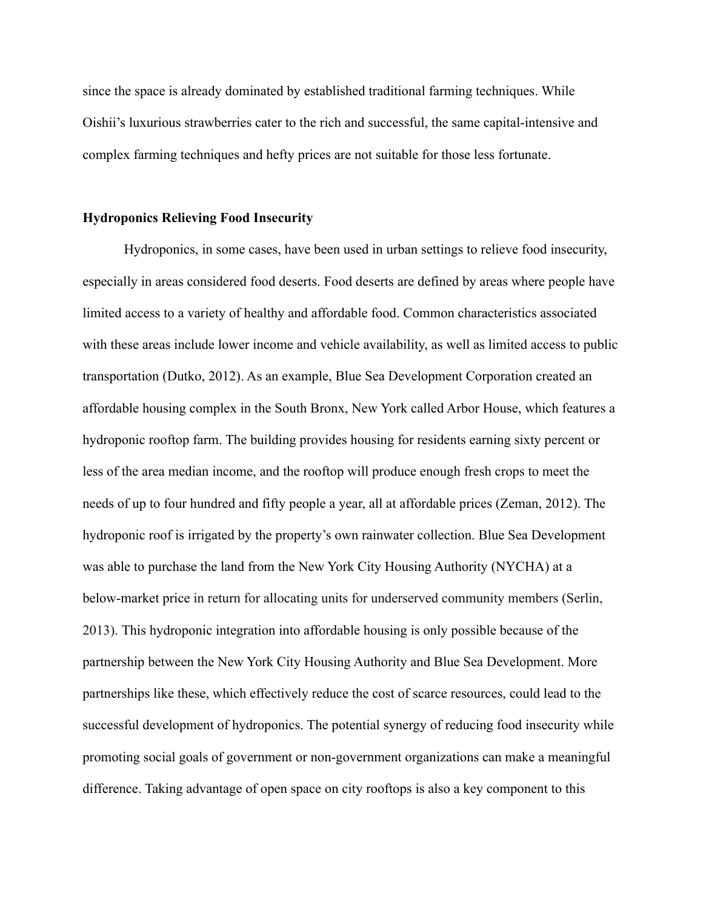since the space is already dominated by established traditional farming techniques. While Oishii's luxurious strawberries cater to the rich and successful, the same capital-intensive and complex farming techniques and hefty prices are not suitable for those less fortunate.

**Hydroponics Relieving Food Insecurity**

Hydroponics, in some cases, have been used in urban settings to relieve food insecurity, especially in areas considered food deserts. Food deserts are defined by areas where people have limited access to a variety of healthy and affordable food. Common characteristics associated with these areas include lower income and vehicle availability, as well as limited access to public transportation (Dutko, 2012). As an example, Blue Sea Development Corporation created an affordable housing complex in the South Bronx, New York called Arbor House, which features a hydroponic rooftop farm. The building provides housing for residents earning sixty percent or less of the area median income, and the rooftop will produce enough fresh crops to meet the needs of up to four hundred and fifty people a year, all at affordable prices (Zeman, 2012). The hydroponic roof is irrigated by the property's own rainwater collection. Blue Sea Development was able to purchase the land from the New York City Housing Authority (NYCHA) at a below-market price in return for allocating units for underserved community members (Serlin, 2013). This hydroponic integration into affordable housing is only possible because of the partnership between the New York City Housing Authority and Blue Sea Development. More partnerships like these, which effectively reduce the cost of scarce resources, could lead to the successful development of hydroponics. The potential synergy of reducing food insecurity while promoting social goals of government or non-government organizations can make a meaningful difference. Taking advantage of open space on city rooftops is also a key component to this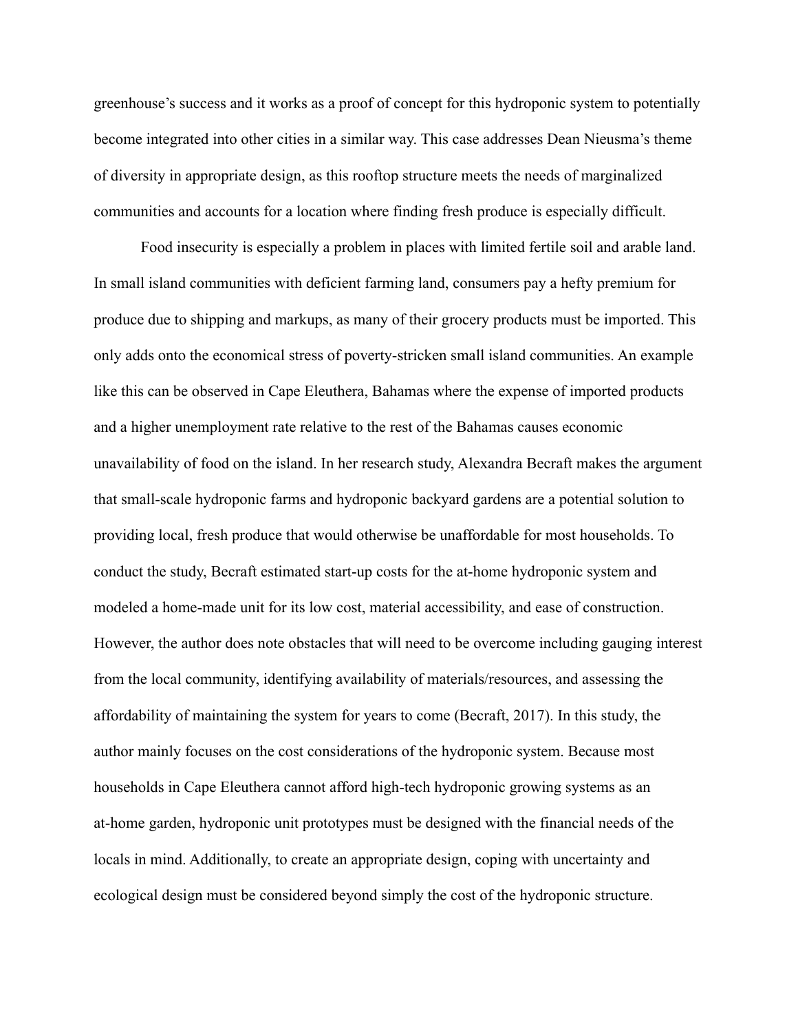greenhouse's success and it works as a proof of concept for this hydroponic system to potentially become integrated into other cities in a similar way. This case addresses Dean Nieusma's theme of diversity in appropriate design, as this rooftop structure meets the needs of marginalized communities and accounts for a location where finding fresh produce is especially difficult.

Food insecurity is especially a problem in places with limited fertile soil and arable land. In small island communities with deficient farming land, consumers pay a hefty premium for produce due to shipping and markups, as many of their grocery products must be imported. This only adds onto the economical stress of poverty-stricken small island communities. An example like this can be observed in Cape Eleuthera, Bahamas where the expense of imported products and a higher unemployment rate relative to the rest of the Bahamas causes economic unavailability of food on the island. In her research study, Alexandra Becraft makes the argument that small-scale hydroponic farms and hydroponic backyard gardens are a potential solution to providing local, fresh produce that would otherwise be unaffordable for most households. To conduct the study, Becraft estimated start-up costs for the at-home hydroponic system and modeled a home-made unit for its low cost, material accessibility, and ease of construction. However, the author does note obstacles that will need to be overcome including gauging interest from the local community, identifying availability of materials/resources, and assessing the affordability of maintaining the system for years to come (Becraft, 2017). In this study, the author mainly focuses on the cost considerations of the hydroponic system. Because most households in Cape Eleuthera cannot afford high-tech hydroponic growing systems as an at-home garden, hydroponic unit prototypes must be designed with the financial needs of the locals in mind. Additionally, to create an appropriate design, coping with uncertainty and ecological design must be considered beyond simply the cost of the hydroponic structure.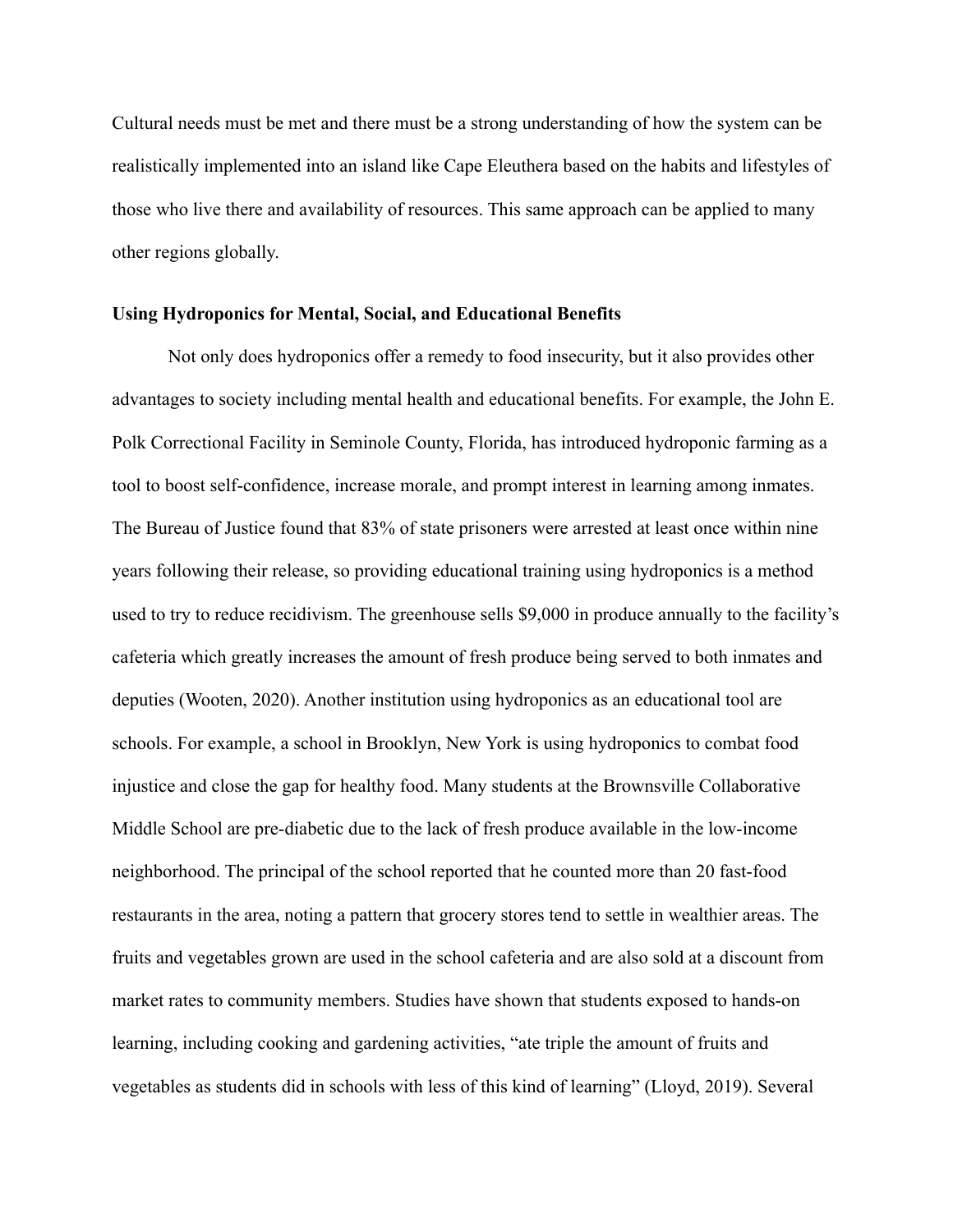Cultural needs must be met and there must be a strong understanding of how the system can be realistically implemented into an island like Cape Eleuthera based on the habits and lifestyles of those who live there and availability of resources. This same approach can be applied to many other regions globally.

**Using Hydroponics for Mental, Social, and Educational Benefits**

Not only does hydroponics offer a remedy to food insecurity, but it also provides other advantages to society including mental health and educational benefits. For example, the John E. Polk Correctional Facility in Seminole County, Florida, has introduced hydroponic farming as a tool to boost self-confidence, increase morale, and prompt interest in learning among inmates. The Bureau of Justice found that 83% of state prisoners were arrested at least once within nine years following their release, so providing educational training using hydroponics is a method used to try to reduce recidivism. The greenhouse sells $9,000 in produce annually to the facility's cafeteria which greatly increases the amount of fresh produce being served to both inmates and deputies (Wooten, 2020). Another institution using hydroponics as an educational tool are schools. For example, a school in Brooklyn, New York is using hydroponics to combat food injustice and close the gap for healthy food. Many students at the Brownsville Collaborative Middle School are pre-diabetic due to the lack of fresh produce available in the low-income neighborhood. The principal of the school reported that he counted more than 20 fast-food restaurants in the area, noting a pattern that grocery stores tend to settle in wealthier areas. The fruits and vegetables grown are used in the school cafeteria and are also sold at a discount from market rates to community members. Studies have shown that students exposed to hands-on learning, including cooking and gardening activities, "ate triple the amount of fruits and vegetables as students did in schools with less of this kind of learning" (Lloyd, 2019). Several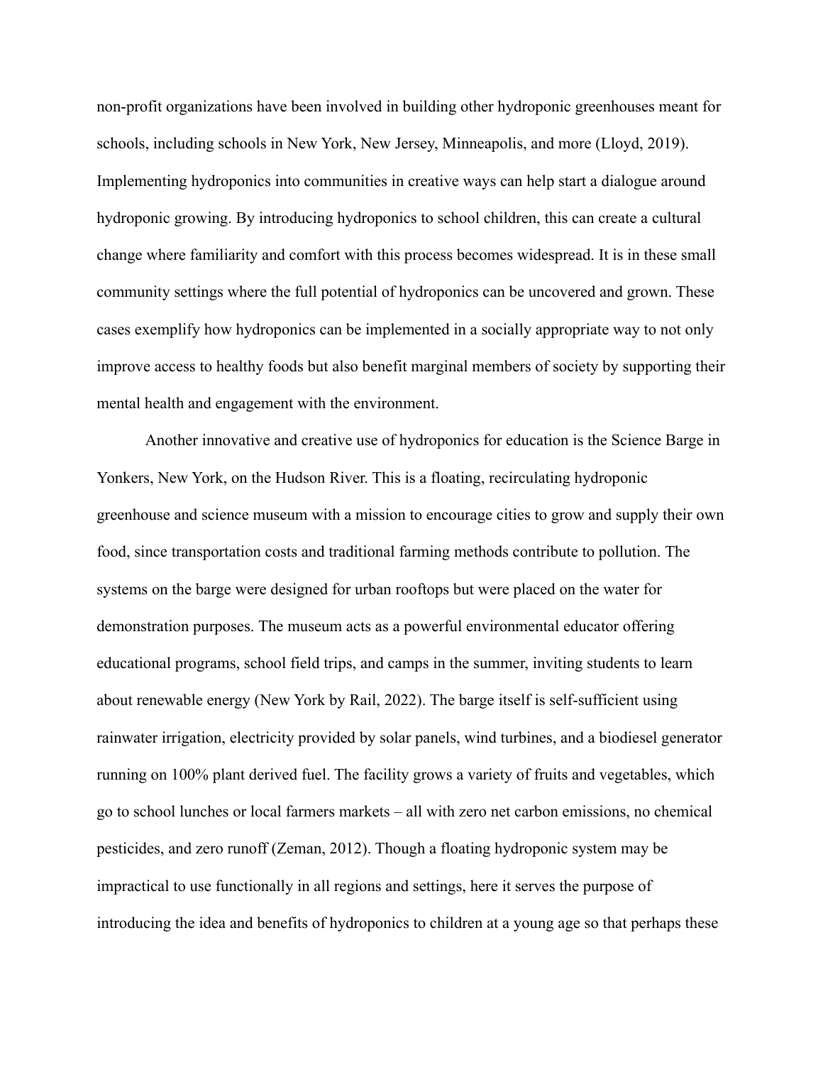non-profit organizations have been involved in building other hydroponic greenhouses meant for schools, including schools in New York, New Jersey, Minneapolis, and more (Lloyd, 2019). Implementing hydroponics into communities in creative ways can help start a dialogue around hydroponic growing. By introducing hydroponics to school children, this can create a cultural change where familiarity and comfort with this process becomes widespread. It is in these small community settings where the full potential of hydroponics can be uncovered and grown. These cases exemplify how hydroponics can be implemented in a socially appropriate way to not only improve access to healthy foods but also benefit marginal members of society by supporting their mental health and engagement with the environment.

Another innovative and creative use of hydroponics for education is the Science Barge in Yonkers, New York, on the Hudson River. This is a floating, recirculating hydroponic greenhouse and science museum with a mission to encourage cities to grow and supply their own food, since transportation costs and traditional farming methods contribute to pollution. The systems on the barge were designed for urban rooftops but were placed on the water for demonstration purposes. The museum acts as a powerful environmental educator offering educational programs, school field trips, and camps in the summer, inviting students to learn about renewable energy (New York by Rail, 2022). The barge itself is self-sufficient using rainwater irrigation, electricity provided by solar panels, wind turbines, and a biodiesel generator running on 100% plant derived fuel. The facility grows a variety of fruits and vegetables, which go to school lunches or local farmers markets – all with zero net carbon emissions, no chemical pesticides, and zero runoff (Zeman, 2012). Though a floating hydroponic system may be impractical to use functionally in all regions and settings, here it serves the purpose of introducing the idea and benefits of hydroponics to children at a young age so that perhaps these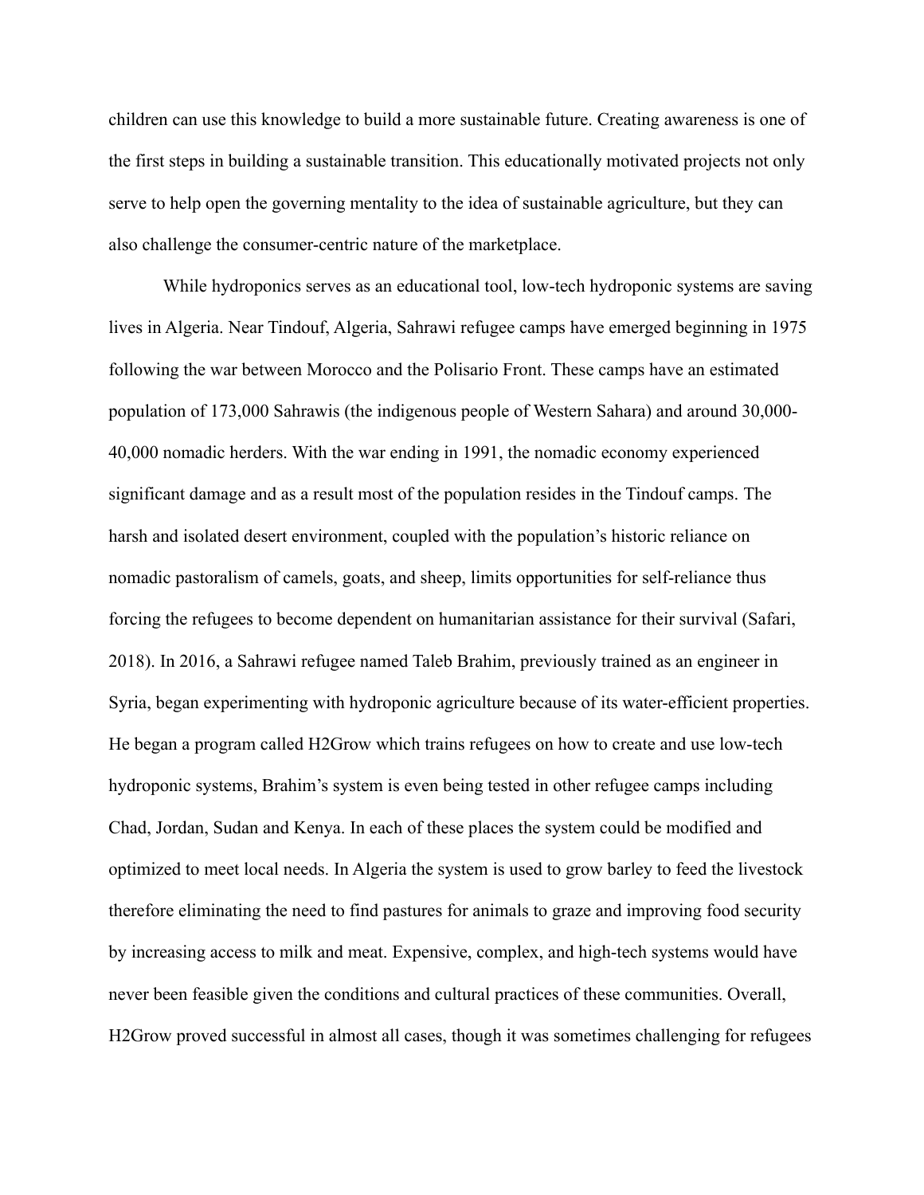children can use this knowledge to build a more sustainable future. Creating awareness is one of the first steps in building a sustainable transition. This educationally motivated projects not only serve to help open the governing mentality to the idea of sustainable agriculture, but they can also challenge the consumer-centric nature of the marketplace.

While hydroponics serves as an educational tool, low-tech hydroponic systems are saving lives in Algeria. Near Tindouf, Algeria, Sahrawi refugee camps have emerged beginning in 1975 following the war between Morocco and the Polisario Front. These camps have an estimated population of 173,000 Sahrawis (the indigenous people of Western Sahara) and around 30,000-40,000 nomadic herders. With the war ending in 1991, the nomadic economy experienced significant damage and as a result most of the population resides in the Tindouf camps. The harsh and isolated desert environment, coupled with the population's historic reliance on nomadic pastoralism of camels, goats, and sheep, limits opportunities for self-reliance thus forcing the refugees to become dependent on humanitarian assistance for their survival (Safari, 2018). In 2016, a Sahrawi refugee named Taleb Brahim, previously trained as an engineer in Syria, began experimenting with hydroponic agriculture because of its water-efficient properties. He began a program called H2Grow which trains refugees on how to create and use low-tech hydroponic systems, Brahim's system is even being tested in other refugee camps including Chad, Jordan, Sudan and Kenya. In each of these places the system could be modified and optimized to meet local needs. In Algeria the system is used to grow barley to feed the livestock therefore eliminating the need to find pastures for animals to graze and improving food security by increasing access to milk and meat. Expensive, complex, and high-tech systems would have never been feasible given the conditions and cultural practices of these communities. Overall, H2Grow proved successful in almost all cases, though it was sometimes challenging for refugees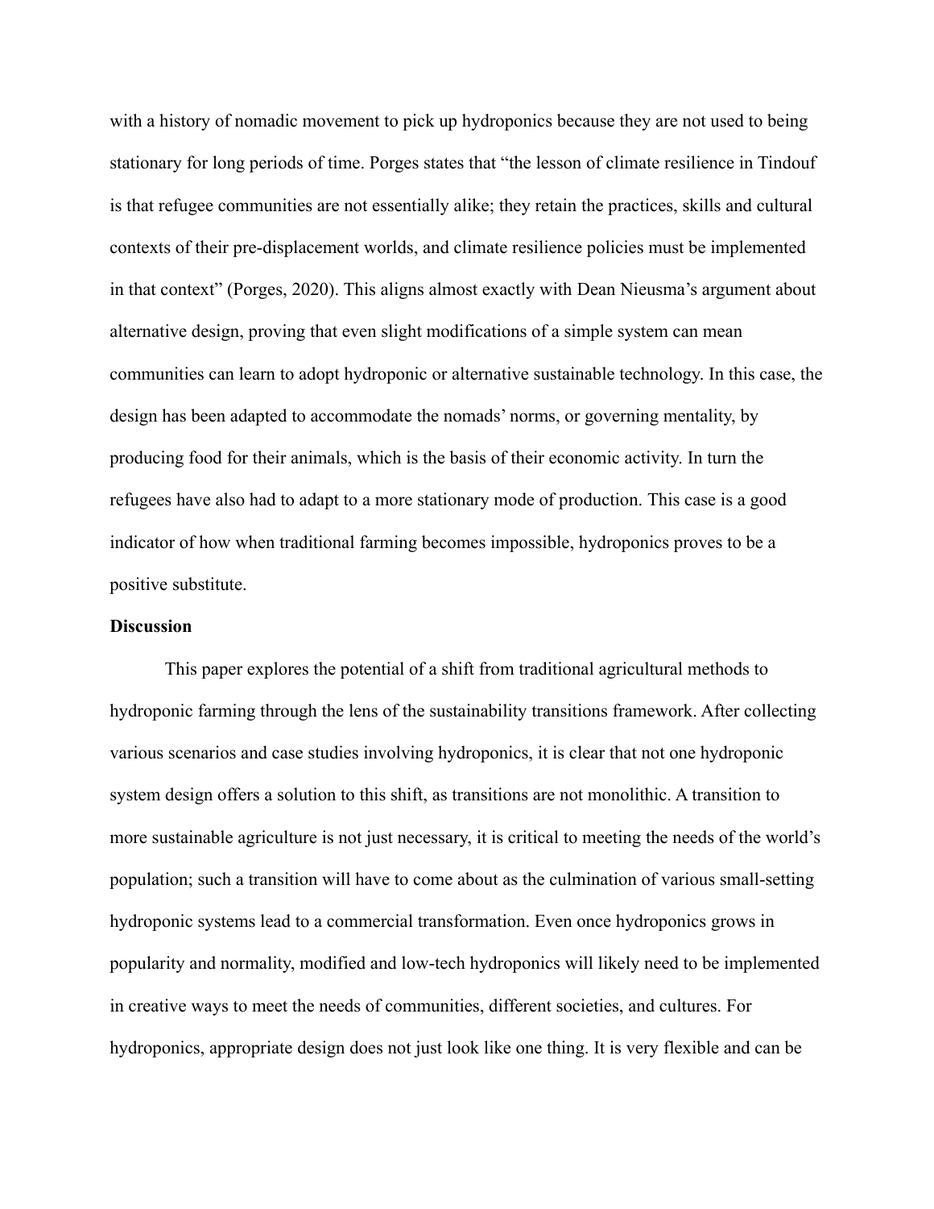with a history of nomadic movement to pick up hydroponics because they are not used to being stationary for long periods of time. Porges states that "the lesson of climate resilience in Tindouf is that refugee communities are not essentially alike; they retain the practices, skills and cultural contexts of their pre-displacement worlds, and climate resilience policies must be implemented in that context" (Porges, 2020). This aligns almost exactly with Dean Nieusma's argument about alternative design, proving that even slight modifications of a simple system can mean communities can learn to adopt hydroponic or alternative sustainable technology. In this case, the design has been adapted to accommodate the nomads' norms, or governing mentality, by producing food for their animals, which is the basis of their economic activity. In turn the refugees have also had to adapt to a more stationary mode of production. This case is a good indicator of how when traditional farming becomes impossible, hydroponics proves to be a positive substitute.

**Discussion**

This paper explores the potential of a shift from traditional agricultural methods to hydroponic farming through the lens of the sustainability transitions framework. After collecting various scenarios and case studies involving hydroponics, it is clear that not one hydroponic system design offers a solution to this shift, as transitions are not monolithic. A transition to more sustainable agriculture is not just necessary, it is critical to meeting the needs of the world's population; such a transition will have to come about as the culmination of various small-setting hydroponic systems lead to a commercial transformation. Even once hydroponics grows in popularity and normality, modified and low-tech hydroponics will likely need to be implemented in creative ways to meet the needs of communities, different societies, and cultures. For hydroponics, appropriate design does not just look like one thing. It is very flexible and can be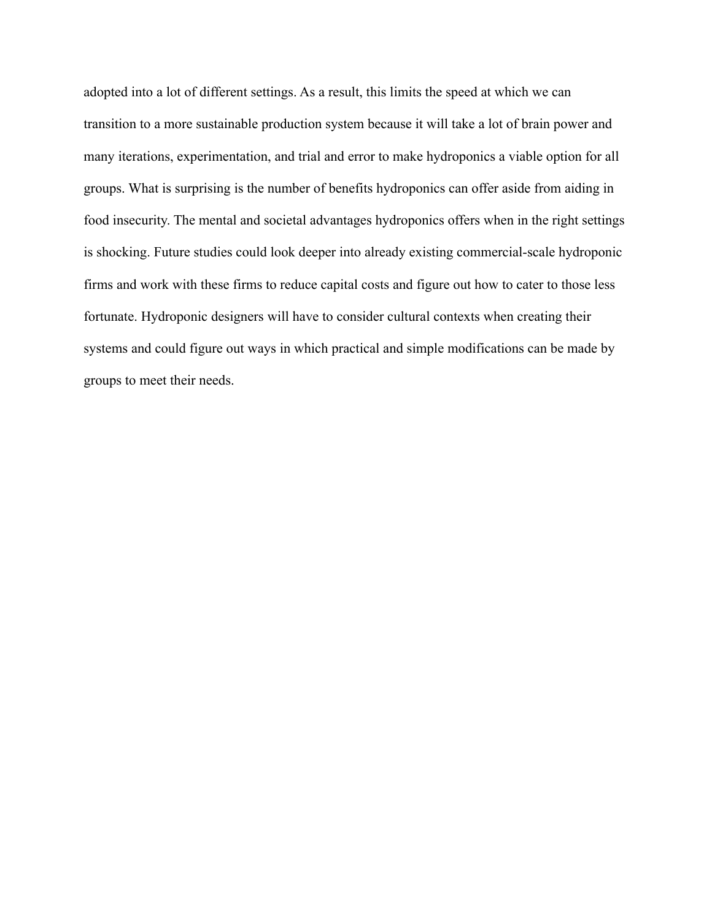adopted into a lot of different settings. As a result, this limits the speed at which we can transition to a more sustainable production system because it will take a lot of brain power and many iterations, experimentation, and trial and error to make hydroponics a viable option for all groups. What is surprising is the number of benefits hydroponics can offer aside from aiding in food insecurity. The mental and societal advantages hydroponics offers when in the right settings is shocking. Future studies could look deeper into already existing commercial-scale hydroponic firms and work with these firms to reduce capital costs and figure out how to cater to those less fortunate. Hydroponic designers will have to consider cultural contexts when creating their systems and could figure out ways in which practical and simple modifications can be made by groups to meet their needs.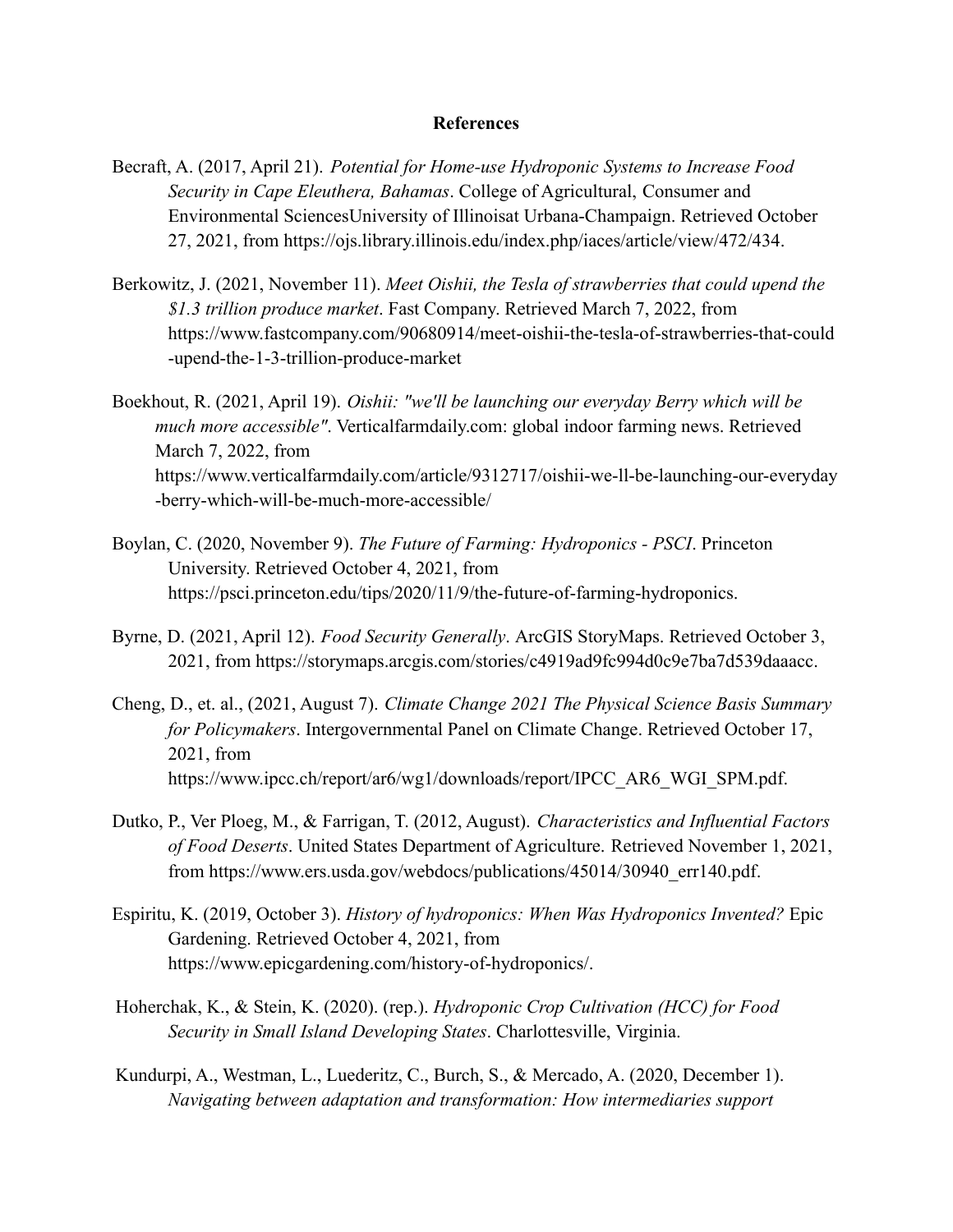**References**

Becraft, A. (2017, April 21). *Potential for Home-use Hydroponic Systems to Increase Food Security in Cape Eleuthera, Bahamas*. College of Agricultural, Consumer and Environmental SciencesUniversity of Illinoisat Urbana-Champaign. Retrieved October 27, 2021, from https://ojs.library.illinois.edu/index.php/iaces/article/view/472/434.

Berkowitz, J. (2021, November 11). *Meet Oishii, the Tesla of strawberries that could upend the $1.3 trillion produce market*. Fast Company. Retrieved March 7, 2022, from https://www.fastcompany.com/90680914/meet-oishii-the-tesla-of-strawberries-that-could-upend-the-1-3-trillion-produce-market

Boekhout, R. (2021, April 19). *Oishii: "we'll be launching our everyday Berry which will be much more accessible"*. Verticalfarmdaily.com: global indoor farming news. Retrieved March 7, 2022, from https://www.verticalfarmdaily.com/article/9312717/oishii-we-ll-be-launching-our-everyday-berry-which-will-be-much-more-accessible/

Boylan, C. (2020, November 9). *The Future of Farming: Hydroponics - PSCI*. Princeton University. Retrieved October 4, 2021, from https://psci.princeton.edu/tips/2020/11/9/the-future-of-farming-hydroponics.

Byrne, D. (2021, April 12). *Food Security Generally*. ArcGIS StoryMaps. Retrieved October 3, 2021, from https://storymaps.arcgis.com/stories/c4919ad9fc994d0c9e7ba7d539daaacc.

Cheng, D., et. al., (2021, August 7). *Climate Change 2021 The Physical Science Basis Summary for Policymakers*. Intergovernmental Panel on Climate Change. Retrieved October 17, 2021, from https://www.ipcc.ch/report/ar6/wg1/downloads/report/IPCC_AR6_WGI_SPM.pdf.

Dutko, P., Ver Ploeg, M., & Farrigan, T. (2012, August). *Characteristics and Influential Factors of Food Deserts*. United States Department of Agriculture. Retrieved November 1, 2021, from https://www.ers.usda.gov/webdocs/publications/45014/30940_err140.pdf.

Espiritu, K. (2019, October 3). *History of hydroponics: When Was Hydroponics Invented?* Epic Gardening. Retrieved October 4, 2021, from https://www.epicgardening.com/history-of-hydroponics/.

Hoherchak, K., & Stein, K. (2020). (rep.). *Hydroponic Crop Cultivation (HCC) for Food Security in Small Island Developing States*. Charlottesville, Virginia.

Kundurpi, A., Westman, L., Luederitz, C., Burch, S., & Mercado, A. (2020, December 1). *Navigating between adaptation and transformation: How intermediaries support*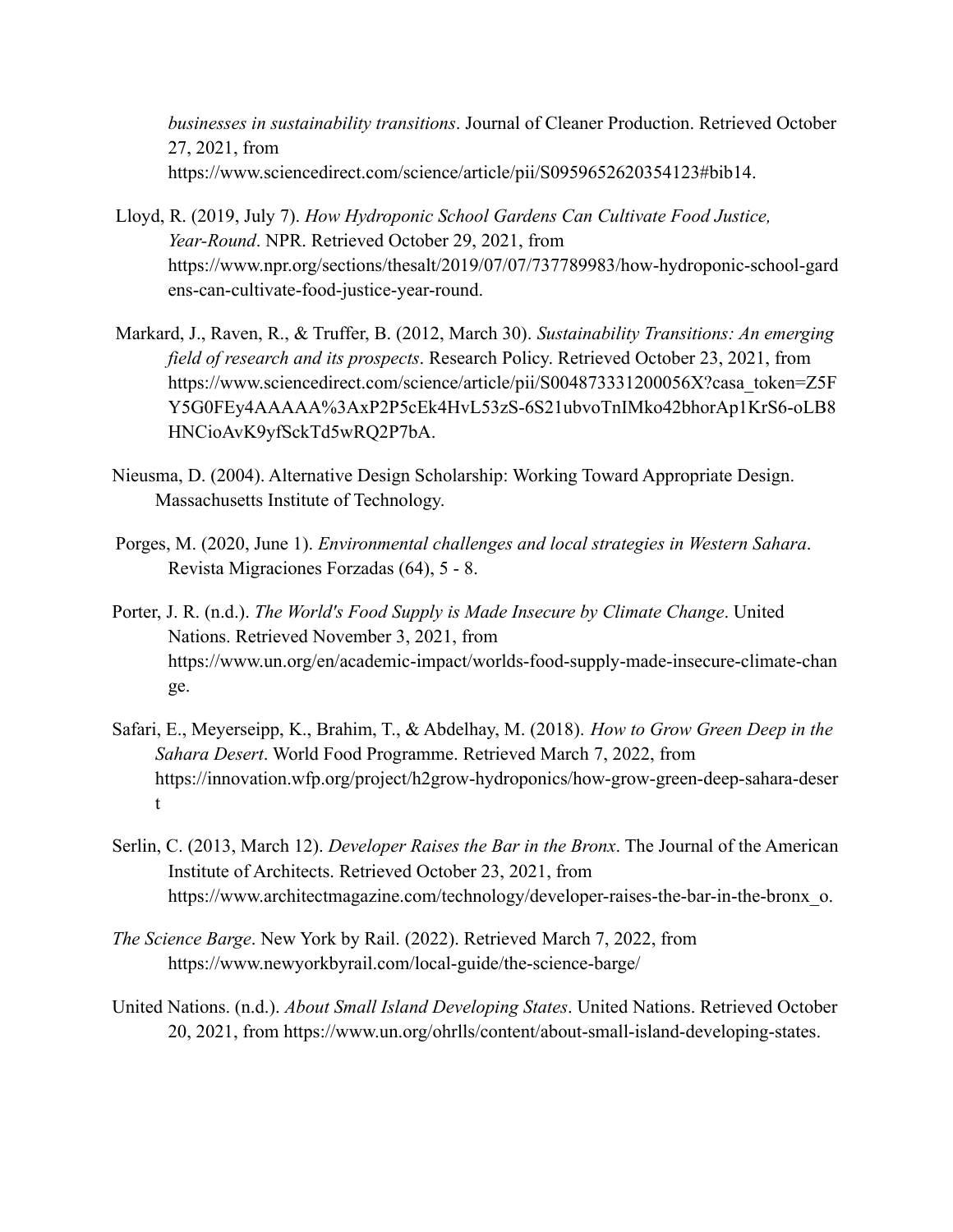*businesses in sustainability transitions*. Journal of Cleaner Production. Retrieved October 27, 2021, from https://www.sciencedirect.com/science/article/pii/S0959652620354123#bib14.

Lloyd, R. (2019, July 7). *How Hydroponic School Gardens Can Cultivate Food Justice, Year-Round*. NPR. Retrieved October 29, 2021, from https://www.npr.org/sections/thesalt/2019/07/07/737789983/how-hydroponic-school-gardens-can-cultivate-food-justice-year-round.

Markard, J., Raven, R., & Truffer, B. (2012, March 30). *Sustainability Transitions: An emerging field of research and its prospects*. Research Policy. Retrieved October 23, 2021, from https://www.sciencedirect.com/science/article/pii/S004873331200056X?casa_token=Z5FY5G0FEy4AAAAA%3AxP2P5cEk4HvL53zS-6S21ubvoTnIMko42bhorAp1KrS6-oLB8HNCioAvK9yfSckTd5wRQ2P7bA.

Nieusma, D. (2004). Alternative Design Scholarship: Working Toward Appropriate Design. Massachusetts Institute of Technology.

Porges, M. (2020, June 1). *Environmental challenges and local strategies in Western Sahara*. Revista Migraciones Forzadas (64), 5 - 8.

Porter, J. R. (n.d.). *The World's Food Supply is Made Insecure by Climate Change*. United Nations. Retrieved November 3, 2021, from https://www.un.org/en/academic-impact/worlds-food-supply-made-insecure-climate-change.

Safari, E., Meyerseipp, K., Brahim, T., & Abdelhay, M. (2018). *How to Grow Green Deep in the Sahara Desert*. World Food Programme. Retrieved March 7, 2022, from https://innovation.wfp.org/project/h2grow-hydroponics/how-grow-green-deep-sahara-desert

Serlin, C. (2013, March 12). *Developer Raises the Bar in the Bronx*. The Journal of the American Institute of Architects. Retrieved October 23, 2021, from https://www.architectmagazine.com/technology/developer-raises-the-bar-in-the-bronx_o.

*The Science Barge*. New York by Rail. (2022). Retrieved March 7, 2022, from https://www.newyorkbyrail.com/local-guide/the-science-barge/

United Nations. (n.d.). *About Small Island Developing States*. United Nations. Retrieved October 20, 2021, from https://www.un.org/ohrlls/content/about-small-island-developing-states.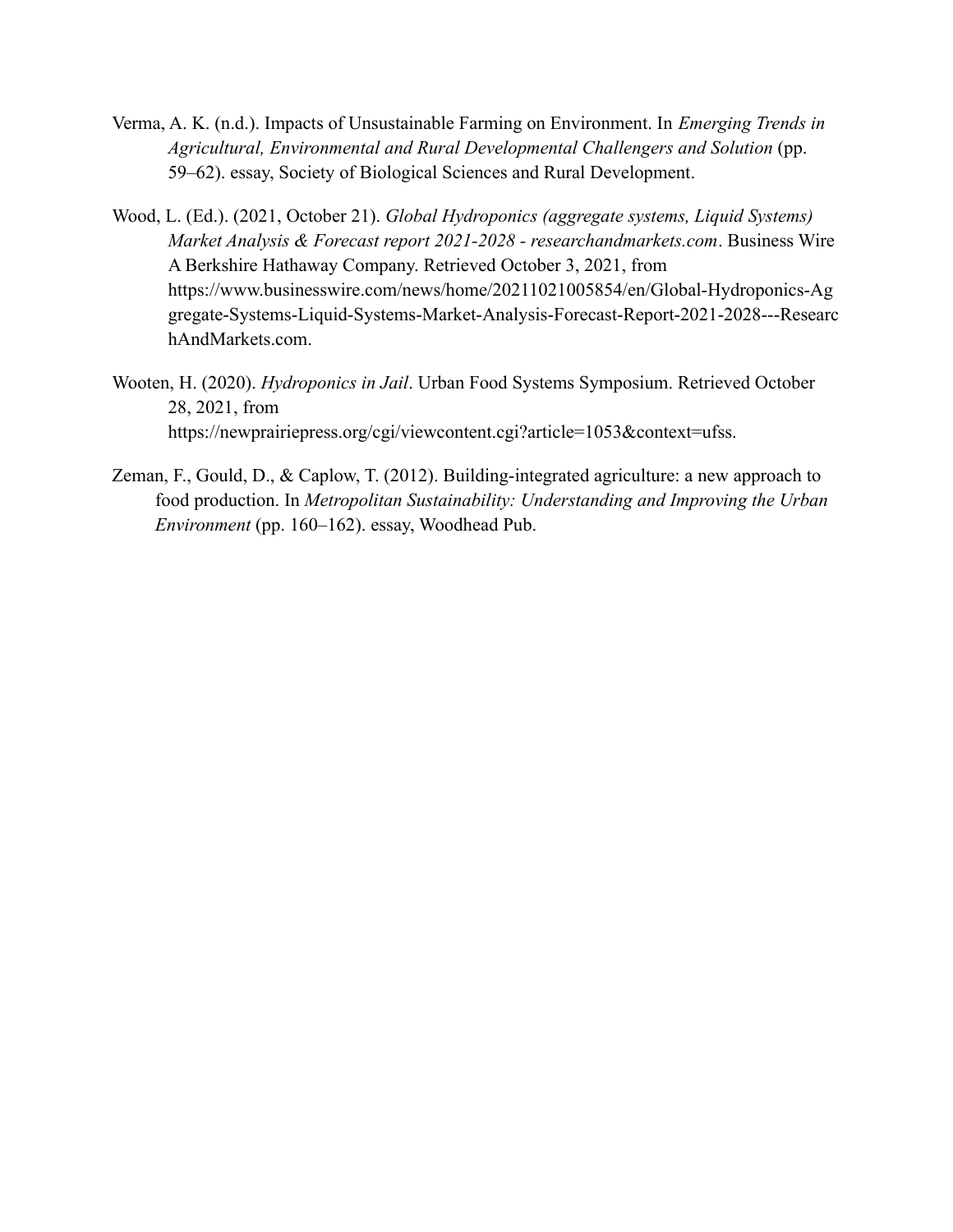Verma, A. K. (n.d.). Impacts of Unsustainable Farming on Environment. In *Emerging Trends in Agricultural, Environmental and Rural Developmental Challengers and Solution* (pp. 59–62). essay, Society of Biological Sciences and Rural Development.

Wood, L. (Ed.). (2021, October 21). *Global Hydroponics (aggregate systems, Liquid Systems) Market Analysis & Forecast report 2021-2028 - researchandmarkets.com*. Business Wire A Berkshire Hathaway Company. Retrieved October 3, 2021, from https://www.businesswire.com/news/home/20211021005854/en/Global-Hydroponics-Aggregate-Systems-Liquid-Systems-Market-Analysis-Forecast-Report-2021-2028---ResearchAndMarkets.com.

Wooten, H. (2020). *Hydroponics in Jail*. Urban Food Systems Symposium. Retrieved October 28, 2021, from https://newprairiepress.org/cgi/viewcontent.cgi?article=1053&context=ufss.

Zeman, F., Gould, D., & Caplow, T. (2012). Building-integrated agriculture: a new approach to food production. In *Metropolitan Sustainability: Understanding and Improving the Urban Environment* (pp. 160–162). essay, Woodhead Pub.